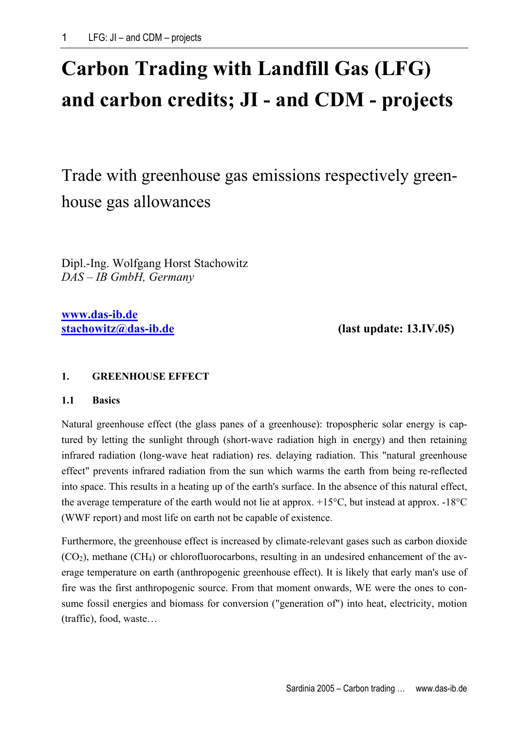# Carbon Trading with Landfill Gas (LFG) and carbon credits; JI - and CDM - projects

Trade with greenhouse gas emissions respectively green-house gas allowances

Dipl.-Ing. Wolfgang Horst Stachowitz
*DAS – IB GmbH, Germany*

**www.das-ib.de**
**stachowitz@das-ib.de** **(last update: 13.IV.05)**

## 1. GREENHOUSE EFFECT

### 1.1 Basics

Natural greenhouse effect (the glass panes of a greenhouse): tropospheric solar energy is captured by letting the sunlight through (short-wave radiation high in energy) and then retaining infrared radiation (long-wave heat radiation) res. delaying radiation. This "natural greenhouse effect" prevents infrared radiation from the sun which warms the earth from being re-reflected into space. This results in a heating up of the earth's surface. In the absence of this natural effect, the average temperature of the earth would not lie at approx. +15°C, but instead at approx. -18°C (WWF report) and most life on earth not be capable of existence.

Furthermore, the greenhouse effect is increased by climate-relevant gases such as carbon dioxide ($CO_2$), methane ($CH_4$) or chlorofluorocarbons, resulting in an undesired enhancement of the average temperature on earth (anthropogenic greenhouse effect). It is likely that early man's use of fire was the first anthropogenic source. From that moment onwards, WE were the ones to consume fossil energies and biomass for conversion ("generation of") into heat, electricity, motion (traffic), food, waste…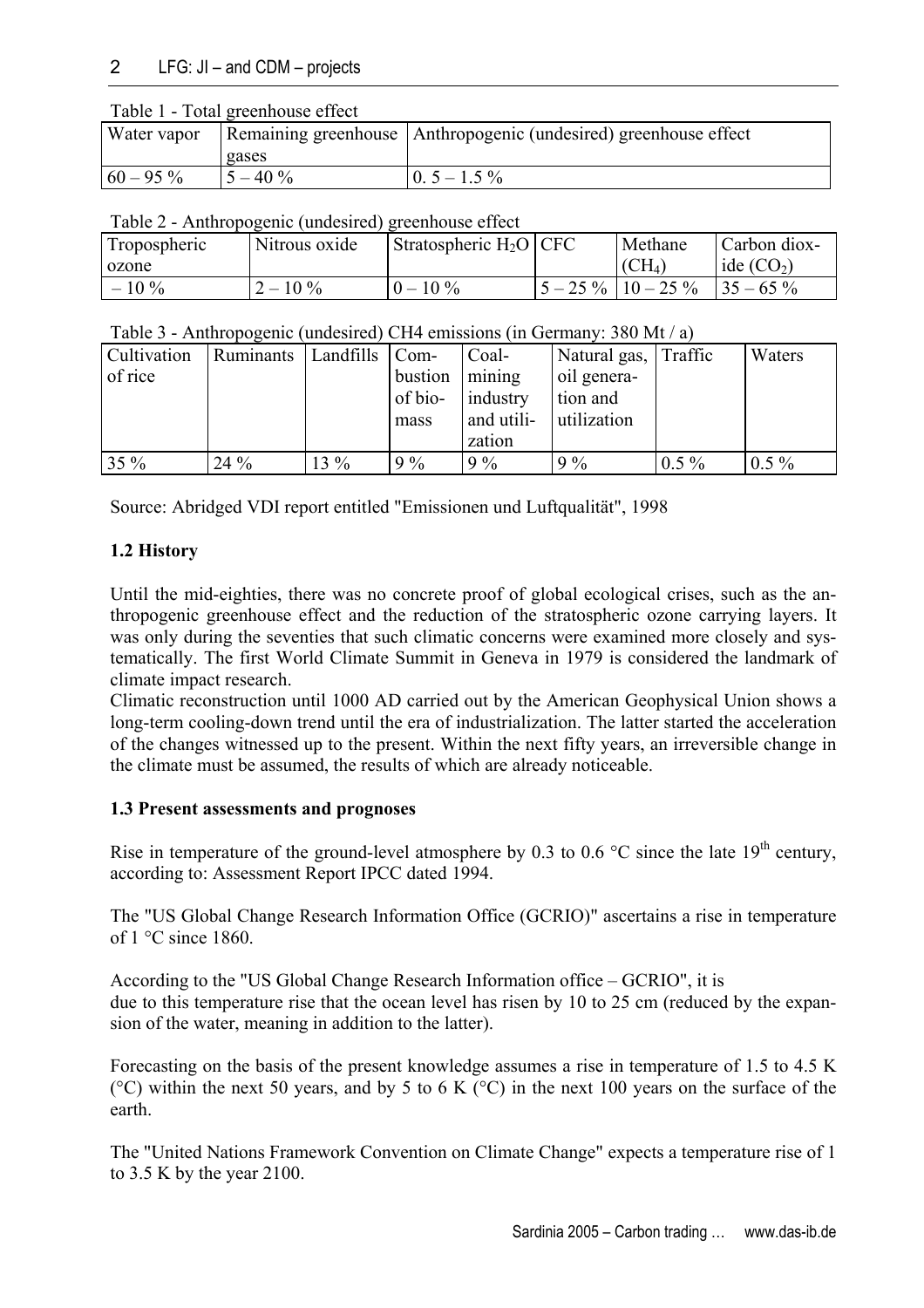Table 1 - Total greenhouse effect

| Water vapor | Remaining greenhouse gases | Anthropogenic (undesired) greenhouse effect |
|---|---|---|
| 60 – 95 % | 5 – 40 % | 0. 5 – 1.5 % |

Table 2 - Anthropogenic (undesired) greenhouse effect

| Tropospheric ozone | Nitrous oxide | Stratospheric $H_2O$ | CFC | Methane ($CH_4$) | Carbon dioxide ($CO_2$) |
|---|---|---|---|---|---|
| – 10 % | 2 – 10 % | 0 – 10 % | 5 – 25 % | 10 – 25 % | 35 – 65 % |

Table 3 - Anthropogenic (undesired) CH4 emissions (in Germany: 380 Mt / a)

| Cultivation of rice | Ruminants | Landfills | Combustion of biomass | Coal-mining industry and utilization | Natural gas, oil generation and utilization | Traffic | Waters |
|---|---|---|---|---|---|---|---|
| 35 % | 24 % | 13 % | 9 % | 9 % | 9 % | 0.5 % | 0.5 % |

Source: Abridged VDI report entitled "Emissionen und Luftqualität", 1998

### 1.2 History

Until the mid-eighties, there was no concrete proof of global ecological crises, such as the anthropogenic greenhouse effect and the reduction of the stratospheric ozone carrying layers. It was only during the seventies that such climatic concerns were examined more closely and systematically. The first World Climate Summit in Geneva in 1979 is considered the landmark of climate impact research.
Climatic reconstruction until 1000 AD carried out by the American Geophysical Union shows a long-term cooling-down trend until the era of industrialization. The latter started the acceleration of the changes witnessed up to the present. Within the next fifty years, an irreversible change in the climate must be assumed, the results of which are already noticeable.

### 1.3 Present assessments and prognoses

Rise in temperature of the ground-level atmosphere by 0.3 to 0.6 °C since the late 19th century, according to: Assessment Report IPCC dated 1994.

The "US Global Change Research Information Office (GCRIO)" ascertains a rise in temperature of 1 °C since 1860.

According to the "US Global Change Research Information office – GCRIO", it is due to this temperature rise that the ocean level has risen by 10 to 25 cm (reduced by the expansion of the water, meaning in addition to the latter).

Forecasting on the basis of the present knowledge assumes a rise in temperature of 1.5 to 4.5 K (°C) within the next 50 years, and by 5 to 6 K (°C) in the next 100 years on the surface of the earth.

The "United Nations Framework Convention on Climate Change" expects a temperature rise of 1 to 3.5 K by the year 2100.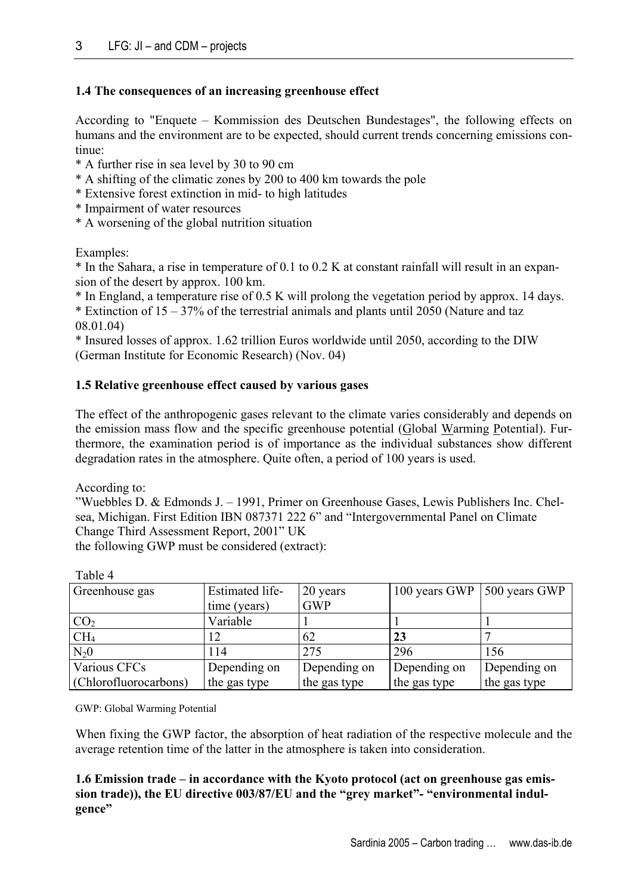### 1.4 The consequences of an increasing greenhouse effect

According to "Enquete – Kommission des Deutschen Bundestages", the following effects on humans and the environment are to be expected, should current trends concerning emissions continue:

* A further rise in sea level by 30 to 90 cm
* A shifting of the climatic zones by 200 to 400 km towards the pole
* Extensive forest extinction in mid- to high latitudes
* Impairment of water resources
* A worsening of the global nutrition situation

Examples:

* In the Sahara, a rise in temperature of 0.1 to 0.2 K at constant rainfall will result in an expansion of the desert by approx. 100 km.
* In England, a temperature rise of 0.5 K will prolong the vegetation period by approx. 14 days.
* Extinction of 15 – 37% of the terrestrial animals and plants until 2050 (Nature and taz 08.01.04)
* Insured losses of approx. 1.62 trillion Euros worldwide until 2050, according to the DIW (German Institute for Economic Research) (Nov. 04)

### 1.5 Relative greenhouse effect caused by various gases

The effect of the anthropogenic gases relevant to the climate varies considerably and depends on the emission mass flow and the specific greenhouse potential (Global Warming Potential). Furthermore, the examination period is of importance as the individual substances show different degradation rates in the atmosphere. Quite often, a period of 100 years is used.

According to:
"Wuebbles D. & Edmonds J. – 1991, Primer on Greenhouse Gases, Lewis Publishers Inc. Chelsea, Michigan. First Edition IBN 087371 222 6" and "Intergovernmental Panel on Climate Change Third Assessment Report, 2001" UK
the following GWP must be considered (extract):

Table 4

| Greenhouse gas | Estimated lifetime (years) | 20 years GWP | 100 years GWP | 500 years GWP |
|---|---|---|---|---|
| $CO_2$ | Variable | 1 | 1 | 1 |
| $CH_4$ | 12 | 62 | **23** | 7 |
| $N_2O$ | 114 | 275 | 296 | 156 |
| Various CFCs (Chlorofluorocarbons) | Depending on the gas type | Depending on the gas type | Depending on the gas type | Depending on the gas type |

GWP: Global Warming Potential

When fixing the GWP factor, the absorption of heat radiation of the respective molecule and the average retention time of the latter in the atmosphere is taken into consideration.

### 1.6 Emission trade – in accordance with the Kyoto protocol (act on greenhouse gas emission trade)), the EU directive 003/87/EU and the "grey market"- "environmental indulgence"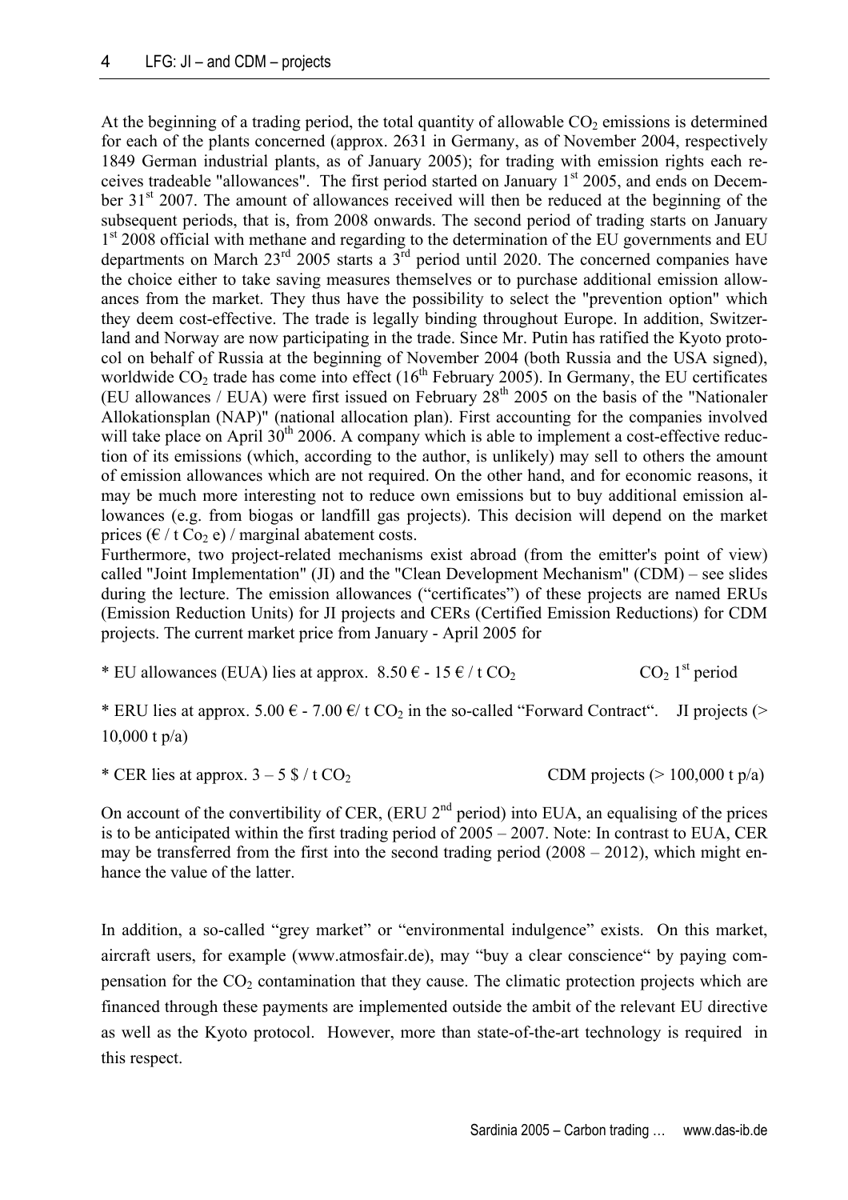At the beginning of a trading period, the total quantity of allowable $CO_2$ emissions is determined for each of the plants concerned (approx. 2631 in Germany, as of November 2004, respectively 1849 German industrial plants, as of January 2005); for trading with emission rights each receives tradeable "allowances". The first period started on January 1st 2005, and ends on December 31st 2007. The amount of allowances received will then be reduced at the beginning of the subsequent periods, that is, from 2008 onwards. The second period of trading starts on January 1st 2008 official with methane and regarding to the determination of the EU governments and EU departments on March 23rd 2005 starts a 3rd period until 2020. The concerned companies have the choice either to take saving measures themselves or to purchase additional emission allowances from the market. They thus have the possibility to select the "prevention option" which they deem cost-effective. The trade is legally binding throughout Europe. In addition, Switzerland and Norway are now participating in the trade. Since Mr. Putin has ratified the Kyoto protocol on behalf of Russia at the beginning of November 2004 (both Russia and the USA signed), worldwide $CO_2$ trade has come into effect (16th February 2005). In Germany, the EU certificates (EU allowances / EUA) were first issued on February 28th 2005 on the basis of the "Nationaler Allokationsplan (NAP)" (national allocation plan). First accounting for the companies involved will take place on April 30th 2006. A company which is able to implement a cost-effective reduction of its emissions (which, according to the author, is unlikely) may sell to others the amount of emission allowances which are not required. On the other hand, and for economic reasons, it may be much more interesting not to reduce own emissions but to buy additional emission allowances (e.g. from biogas or landfill gas projects). This decision will depend on the market prices (€ / t $Co_2$ e) / marginal abatement costs.

Furthermore, two project-related mechanisms exist abroad (from the emitter's point of view) called "Joint Implementation" (JI) and the "Clean Development Mechanism" (CDM) – see slides during the lecture. The emission allowances ("certificates") of these projects are named ERUs (Emission Reduction Units) for JI projects and CERs (Certified Emission Reductions) for CDM projects. The current market price from January - April 2005 for

* EU allowances (EUA) lies at approx. 8.50 € - 15 € / t $CO_2$ — $CO_2$ 1st period

* ERU lies at approx. 5.00 € - 7.00 €/ t $CO_2$ in the so-called "Forward Contract". — JI projects (> 10,000 t p/a)

* CER lies at approx. 3 – 5 $ / t $CO_2$ — CDM projects (> 100,000 t p/a)

On account of the convertibility of CER, (ERU 2nd period) into EUA, an equalising of the prices is to be anticipated within the first trading period of 2005 – 2007. Note: In contrast to EUA, CER may be transferred from the first into the second trading period (2008 – 2012), which might enhance the value of the latter.

In addition, a so-called "grey market" or "environmental indulgence" exists. On this market, aircraft users, for example (www.atmosfair.de), may "buy a clear conscience" by paying compensation for the $CO_2$ contamination that they cause. The climatic protection projects which are financed through these payments are implemented outside the ambit of the relevant EU directive as well as the Kyoto protocol. However, more than state-of-the-art technology is required in this respect.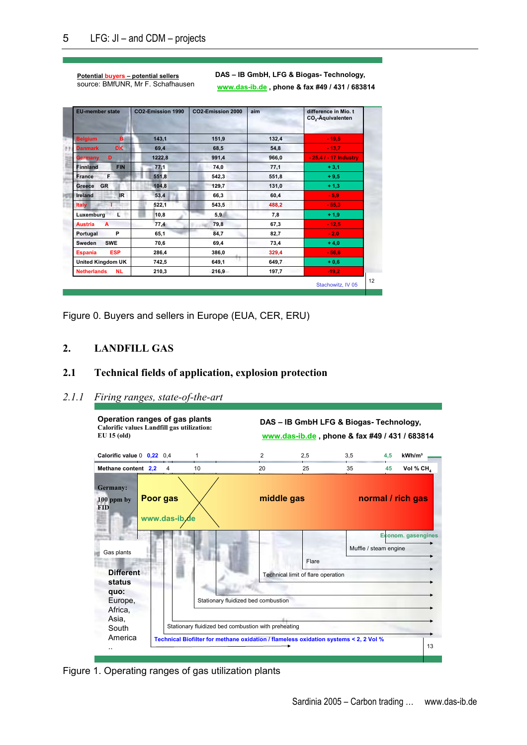Potential buyers – potential sellers
source: BMfUNR, Mr F. Schafhausen

DAS – IB GmbH, LFG & Biogas- Technology,
www.das-ib.de , phone & fax #49 / 431 / 683814

| EU-member state | | CO2-Emission 1990 | CO2-Emission 2000 | aim | difference in Mio. t $CO_2$-Äquivalenten |
|---|---|---|---|---|---|
| Belgium | B | 143,1 | 151,9 | 132,4 | - 19,5 |
| Danmark | DK | 69,4 | 68,5 | 54,8 | - 13,7 |
| Germany | D | 1222,8 | 991,4 | 966,0 | - 25,4 / - 17 Industry |
| Finnland | FIN | 77,1 | 74,0 | 77,1 | + 3,1 |
| France | F | 551,8 | 542,3 | 551,8 | + 9,5 |
| Greece | GR | 104,8 | 129,7 | 131,0 | + 1,3 |
| Ireland | IR | 53,4 | 66,3 | 60,4 | - 5,9 |
| Italy | I | 522,1 | 543,5 | 488,2 | - 55,3 |
| Luxemburg | L | 10,8 | 5,9 | 7,8 | + 1,9 |
| Austria | A | 77,4 | 79,8 | 67,3 | - 12,5 |
| Portugal | P | 65,1 | 84,7 | 82,7 | - 2,0 |
| Sweden | SWE | 70,6 | 69,4 | 73,4 | + 4,0 |
| Espania | ESP | 286,4 | 386,0 | 329,4 | - 56,6 |
| United Kingdom | UK | 742,5 | 649,1 | 649,7 | + 0,6 |
| Netherlands | NL | 210,3 | 216,9 | 197,7 | -19,2 |

Stachowitz, IV 05

Figure 0. Buyers and sellers in Europe (EUA, CER, ERU)

## 2. LANDFILL GAS

### 2.1 Technical fields of application, explosion protection

#### *2.1.1 Firing ranges, state-of-the-art*

**Operation ranges of gas plants**
**Calorific values Landfill gas utilization: EU 15 (old)**

DAS – IB GmbH LFG & Biogas- Technology,
www.das-ib.de , phone & fax #49 / 431 / 683814

| Calorific value | 0 | 0,22 | 0,4 | 1 | 2 | 2,5 | 3,5 | 4,5 | kWh/m³ |
|---|---|---|---|---|---|---|---|---|---|
| Methane content | | 2,2 | 4 | 10 | 20 | 25 | 35 | 45 | Vol % $CH_4$ |

Germany: 100 ppm by FID

Poor gas — middle gas — normal / rich gas

www.das-ib.de

Gas plants:
- Econom. gasengines
- Muffle / steam engine
- Flare
- Technical limit of flare operation
- Stationary fluidized bed combustion
- Stationary fluidized bed combustion with preheating
- Technical Biofilter for methane oxidation / flameless oxidation systems < 2, 2 Vol %

Different status quo: Europe, Africa, Asia, South America ..

Figure 1. Operating ranges of gas utilization plants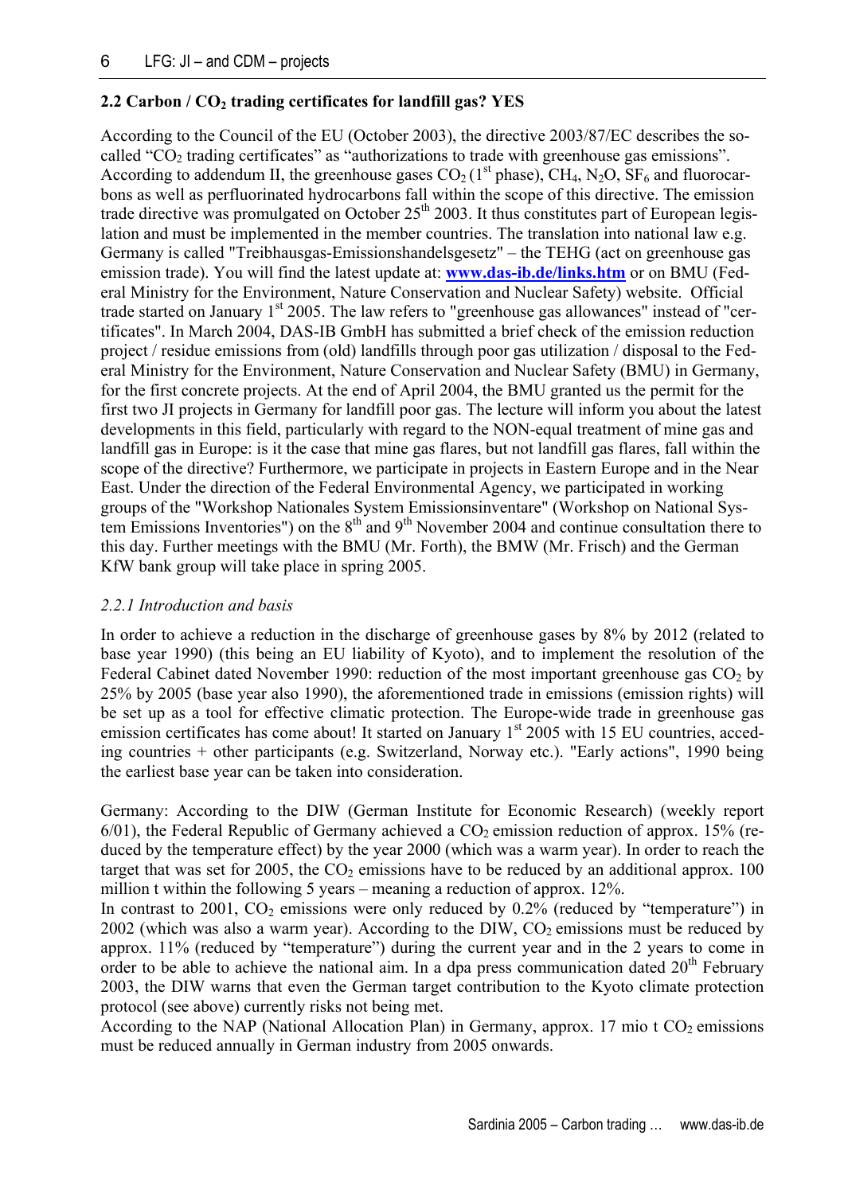## 2.2 Carbon / $CO_2$ trading certificates for landfill gas? YES

According to the Council of the EU (October 2003), the directive 2003/87/EC describes the so-called "$CO_2$ trading certificates" as "authorizations to trade with greenhouse gas emissions". According to addendum II, the greenhouse gases $CO_2$ (1st phase), $CH_4$, $N_2O$, $SF_6$ and fluorocarbons as well as perfluorinated hydrocarbons fall within the scope of this directive. The emission trade directive was promulgated on October 25th 2003. It thus constitutes part of European legislation and must be implemented in the member countries. The translation into national law e.g. Germany is called "Treibhausgas-Emissionshandelsgesetz" – the TEHG (act on greenhouse gas emission trade). You will find the latest update at: **www.das-ib.de/links.htm** or on BMU (Federal Ministry for the Environment, Nature Conservation and Nuclear Safety) website. Official trade started on January 1st 2005. The law refers to "greenhouse gas allowances" instead of "certificates". In March 2004, DAS-IB GmbH has submitted a brief check of the emission reduction project / residue emissions from (old) landfills through poor gas utilization / disposal to the Federal Ministry for the Environment, Nature Conservation and Nuclear Safety (BMU) in Germany, for the first concrete projects. At the end of April 2004, the BMU granted us the permit for the first two JI projects in Germany for landfill poor gas. The lecture will inform you about the latest developments in this field, particularly with regard to the NON-equal treatment of mine gas and landfill gas in Europe: is it the case that mine gas flares, but not landfill gas flares, fall within the scope of the directive? Furthermore, we participate in projects in Eastern Europe and in the Near East. Under the direction of the Federal Environmental Agency, we participated in working groups of the "Workshop Nationales System Emissionsinventare" (Workshop on National System Emissions Inventories") on the 8th and 9th November 2004 and continue consultation there to this day. Further meetings with the BMU (Mr. Forth), the BMW (Mr. Frisch) and the German KfW bank group will take place in spring 2005.

### *2.2.1 Introduction and basis*

In order to achieve a reduction in the discharge of greenhouse gases by 8% by 2012 (related to base year 1990) (this being an EU liability of Kyoto), and to implement the resolution of the Federal Cabinet dated November 1990: reduction of the most important greenhouse gas $CO_2$ by 25% by 2005 (base year also 1990), the aforementioned trade in emissions (emission rights) will be set up as a tool for effective climatic protection. The Europe-wide trade in greenhouse gas emission certificates has come about! It started on January 1st 2005 with 15 EU countries, acceding countries + other participants (e.g. Switzerland, Norway etc.). "Early actions", 1990 being the earliest base year can be taken into consideration.

Germany: According to the DIW (German Institute for Economic Research) (weekly report 6/01), the Federal Republic of Germany achieved a $CO_2$ emission reduction of approx. 15% (reduced by the temperature effect) by the year 2000 (which was a warm year). In order to reach the target that was set for 2005, the $CO_2$ emissions have to be reduced by an additional approx. 100 million t within the following 5 years – meaning a reduction of approx. 12%.
In contrast to 2001, $CO_2$ emissions were only reduced by 0.2% (reduced by "temperature") in 2002 (which was also a warm year). According to the DIW, $CO_2$ emissions must be reduced by approx. 11% (reduced by "temperature") during the current year and in the 2 years to come in order to be able to achieve the national aim. In a dpa press communication dated 20th February 2003, the DIW warns that even the German target contribution to the Kyoto climate protection protocol (see above) currently risks not being met.
According to the NAP (National Allocation Plan) in Germany, approx. 17 mio t $CO_2$ emissions must be reduced annually in German industry from 2005 onwards.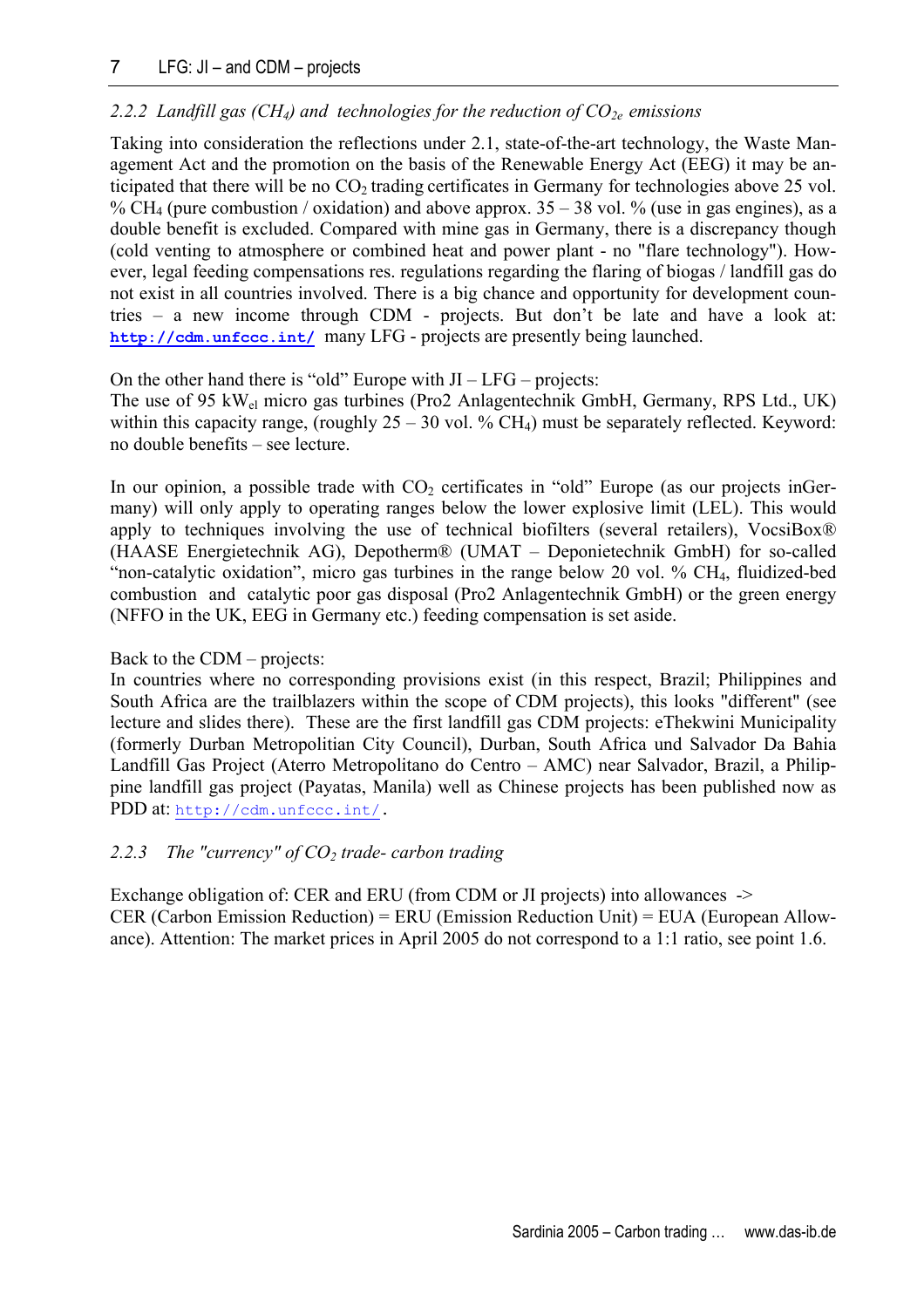### *2.2.2 Landfill gas ($CH_4$) and technologies for the reduction of $CO_{2e}$ emissions*

Taking into consideration the reflections under 2.1, state-of-the-art technology, the Waste Management Act and the promotion on the basis of the Renewable Energy Act (EEG) it may be anticipated that there will be no $CO_2$ trading certificates in Germany for technologies above 25 vol. % $CH_4$ (pure combustion / oxidation) and above approx. 35 – 38 vol. % (use in gas engines), as a double benefit is excluded. Compared with mine gas in Germany, there is a discrepancy though (cold venting to atmosphere or combined heat and power plant - no "flare technology"). However, legal feeding compensations res. regulations regarding the flaring of biogas / landfill gas do not exist in all countries involved. There is a big chance and opportunity for development countries – a new income through CDM - projects. But don't be late and have a look at: **http://cdm.unfccc.int/** many LFG - projects are presently being launched.

On the other hand there is "old" Europe with JI – LFG – projects:
The use of 95 $kW_{el}$ micro gas turbines (Pro2 Anlagentechnik GmbH, Germany, RPS Ltd., UK) within this capacity range, (roughly 25 – 30 vol. % $CH_4$) must be separately reflected. Keyword: no double benefits – see lecture.

In our opinion, a possible trade with $CO_2$ certificates in "old" Europe (as our projects inGermany) will only apply to operating ranges below the lower explosive limit (LEL). This would apply to techniques involving the use of technical biofilters (several retailers), VocsiBox® (HAASE Energietechnik AG), Depotherm® (UMAT – Deponietechnik GmbH) for so-called "non-catalytic oxidation", micro gas turbines in the range below 20 vol. % $CH_4$, fluidized-bed combustion and catalytic poor gas disposal (Pro2 Anlagentechnik GmbH) or the green energy (NFFO in the UK, EEG in Germany etc.) feeding compensation is set aside.

Back to the CDM – projects:
In countries where no corresponding provisions exist (in this respect, Brazil; Philippines and South Africa are the trailblazers within the scope of CDM projects), this looks "different" (see lecture and slides there). These are the first landfill gas CDM projects: eThekwini Municipality (formerly Durban Metropolitian City Council), Durban, South Africa und Salvador Da Bahia Landfill Gas Project (Aterro Metropolitano do Centro – AMC) near Salvador, Brazil, a Philippine landfill gas project (Payatas, Manila) well as Chinese projects has been published now as PDD at: http://cdm.unfccc.int/.

### *2.2.3 The "currency" of $CO_2$ trade- carbon trading*

Exchange obligation of: CER and ERU (from CDM or JI projects) into allowances ->
CER (Carbon Emission Reduction) = ERU (Emission Reduction Unit) = EUA (European Allowance). Attention: The market prices in April 2005 do not correspond to a 1:1 ratio, see point 1.6.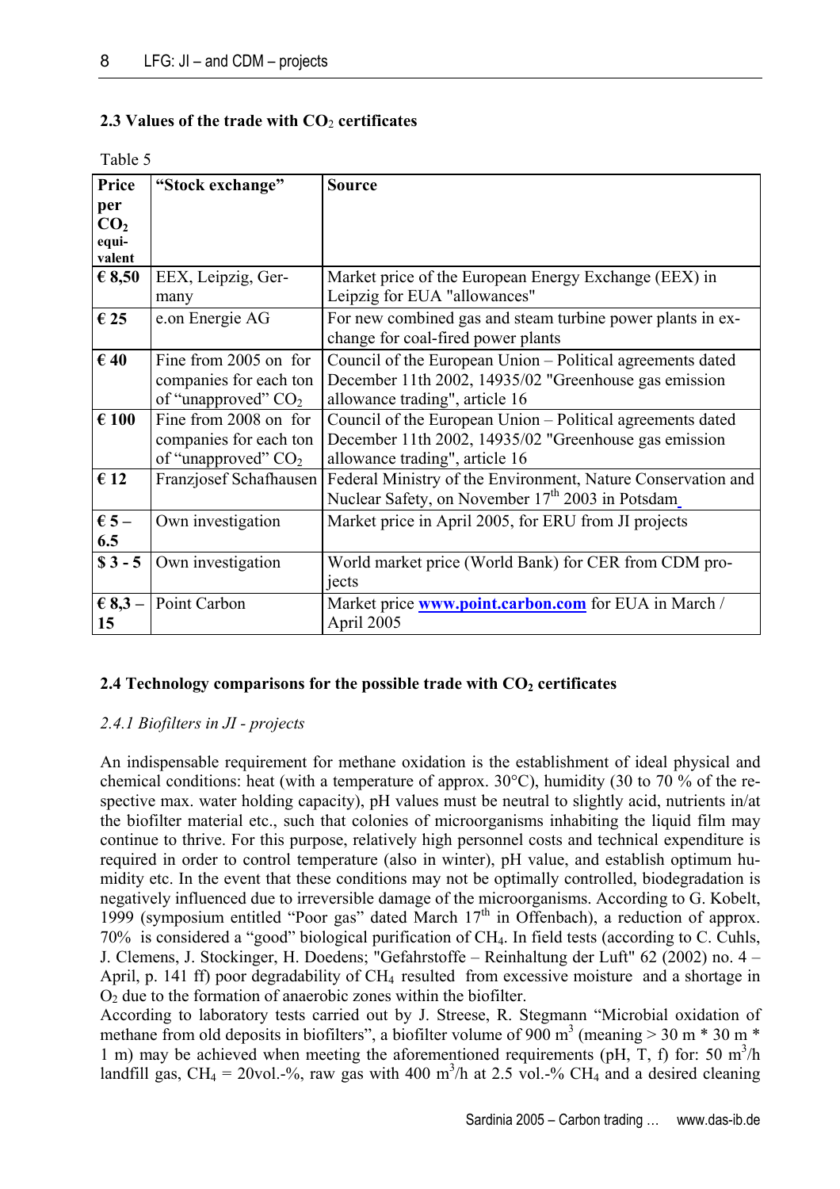### 2.3 Values of the trade with $CO_2$ certificates

Table 5

| **Price per $CO_2$ equi-valent** | **"Stock exchange"** | **Source** |
|---|---|---|
| **€ 8,50** | EEX, Leipzig, Germany | Market price of the European Energy Exchange (EEX) in Leipzig for EUA "allowances" |
| **€ 25** | e.on Energie AG | For new combined gas and steam turbine power plants in exchange for coal-fired power plants |
| **€ 40** | Fine from 2005 on for companies for each ton of "unapproved" $CO_2$ | Council of the European Union – Political agreements dated December 11th 2002, 14935/02 "Greenhouse gas emission allowance trading", article 16 |
| **€ 100** | Fine from 2008 on for companies for each ton of "unapproved" $CO_2$ | Council of the European Union – Political agreements dated December 11th 2002, 14935/02 "Greenhouse gas emission allowance trading", article 16 |
| **€ 12** | Franzjosef Schafhausen | Federal Ministry of the Environment, Nature Conservation and Nuclear Safety, on November 17th 2003 in Potsdam |
| **€ 5 – 6.5** | Own investigation | Market price in April 2005, for ERU from JI projects |
| **$ 3 - 5** | Own investigation | World market price (World Bank) for CER from CDM projects |
| **€ 8,3 – 15** | Point Carbon | Market price **www.point.carbon.com** for EUA in March / April 2005 |

### 2.4 Technology comparisons for the possible trade with $CO_2$ certificates

#### *2.4.1 Biofilters in JI - projects*

An indispensable requirement for methane oxidation is the establishment of ideal physical and chemical conditions: heat (with a temperature of approx. 30°C), humidity (30 to 70 % of the respective max. water holding capacity), pH values must be neutral to slightly acid, nutrients in/at the biofilter material etc., such that colonies of microorganisms inhabiting the liquid film may continue to thrive. For this purpose, relatively high personnel costs and technical expenditure is required in order to control temperature (also in winter), pH value, and establish optimum humidity etc. In the event that these conditions may not be optimally controlled, biodegradation is negatively influenced due to irreversible damage of the microorganisms. According to G. Kobelt, 1999 (symposium entitled "Poor gas" dated March 17th in Offenbach), a reduction of approx. 70% is considered a "good" biological purification of $CH_4$. In field tests (according to C. Cuhls, J. Clemens, J. Stockinger, H. Doedens; "Gefahrstoffe – Reinhaltung der Luft" 62 (2002) no. 4 – April, p. 141 ff) poor degradability of $CH_4$ resulted from excessive moisture and a shortage in $O_2$ due to the formation of anaerobic zones within the biofilter.

According to laboratory tests carried out by J. Streese, R. Stegmann "Microbial oxidation of methane from old deposits in biofilters", a biofilter volume of 900 $m^3$ (meaning > 30 m * 30 m * 1 m) may be achieved when meeting the aforementioned requirements (pH, T, f) for: 50 $m^3$/h landfill gas, $CH_4$ = 20vol.-%, raw gas with 400 $m^3$/h at 2.5 vol.-% $CH_4$ and a desired cleaning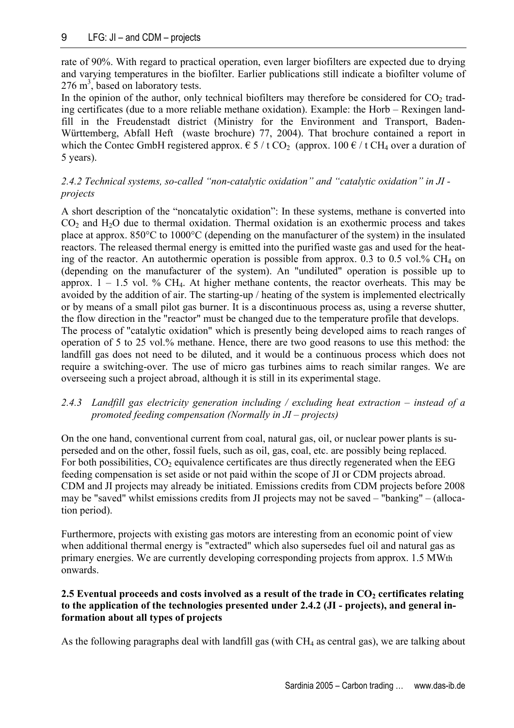rate of 90%. With regard to practical operation, even larger biofilters are expected due to drying and varying temperatures in the biofilter. Earlier publications still indicate a biofilter volume of 276 $m^3$, based on laboratory tests.

In the opinion of the author, only technical biofilters may therefore be considered for $CO_2$ trading certificates (due to a more reliable methane oxidation). Example: the Horb – Rexingen landfill in the Freudenstadt district (Ministry for the Environment and Transport, Baden-Württemberg, Abfall Heft (waste brochure) 77, 2004). That brochure contained a report in which the Contec GmbH registered approx. € 5 / t $CO_2$ (approx. 100 € / t $CH_4$ over a duration of 5 years).

### *2.4.2 Technical systems, so-called "non-catalytic oxidation" and "catalytic oxidation" in JI - projects*

A short description of the "noncatalytic oxidation": In these systems, methane is converted into $CO_2$ and $H_2O$ due to thermal oxidation. Thermal oxidation is an exothermic process and takes place at approx. 850°C to 1000°C (depending on the manufacturer of the system) in the insulated reactors. The released thermal energy is emitted into the purified waste gas and used for the heating of the reactor. An autothermic operation is possible from approx. 0.3 to 0.5 vol.% $CH_4$ on (depending on the manufacturer of the system). An "undiluted" operation is possible up to approx. 1 – 1.5 vol. % $CH_4$. At higher methane contents, the reactor overheats. This may be avoided by the addition of air. The starting-up / heating of the system is implemented electrically or by means of a small pilot gas burner. It is a discontinuous process as, using a reverse shutter, the flow direction in the "reactor" must be changed due to the temperature profile that develops.

The process of "catalytic oxidation" which is presently being developed aims to reach ranges of operation of 5 to 25 vol.% methane. Hence, there are two good reasons to use this method: the landfill gas does not need to be diluted, and it would be a continuous process which does not require a switching-over. The use of micro gas turbines aims to reach similar ranges. We are overseeing such a project abroad, although it is still in its experimental stage.

### *2.4.3 Landfill gas electricity generation including / excluding heat extraction – instead of a promoted feeding compensation (Normally in JI – projects)*

On the one hand, conventional current from coal, natural gas, oil, or nuclear power plants is superseded and on the other, fossil fuels, such as oil, gas, coal, etc. are possibly being replaced. For both possibilities, $CO_2$ equivalence certificates are thus directly regenerated when the EEG feeding compensation is set aside or not paid within the scope of JI or CDM projects abroad. CDM and JI projects may already be initiated. Emissions credits from CDM projects before 2008 may be "saved" whilst emissions credits from JI projects may not be saved – "banking" – (allocation period).

Furthermore, projects with existing gas motors are interesting from an economic point of view when additional thermal energy is "extracted" which also supersedes fuel oil and natural gas as primary energies. We are currently developing corresponding projects from approx. 1.5 MWth onwards.

### **2.5 Eventual proceeds and costs involved as a result of the trade in $CO_2$ certificates relating to the application of the technologies presented under 2.4.2 (JI - projects), and general information about all types of projects**

As the following paragraphs deal with landfill gas (with $CH_4$ as central gas), we are talking about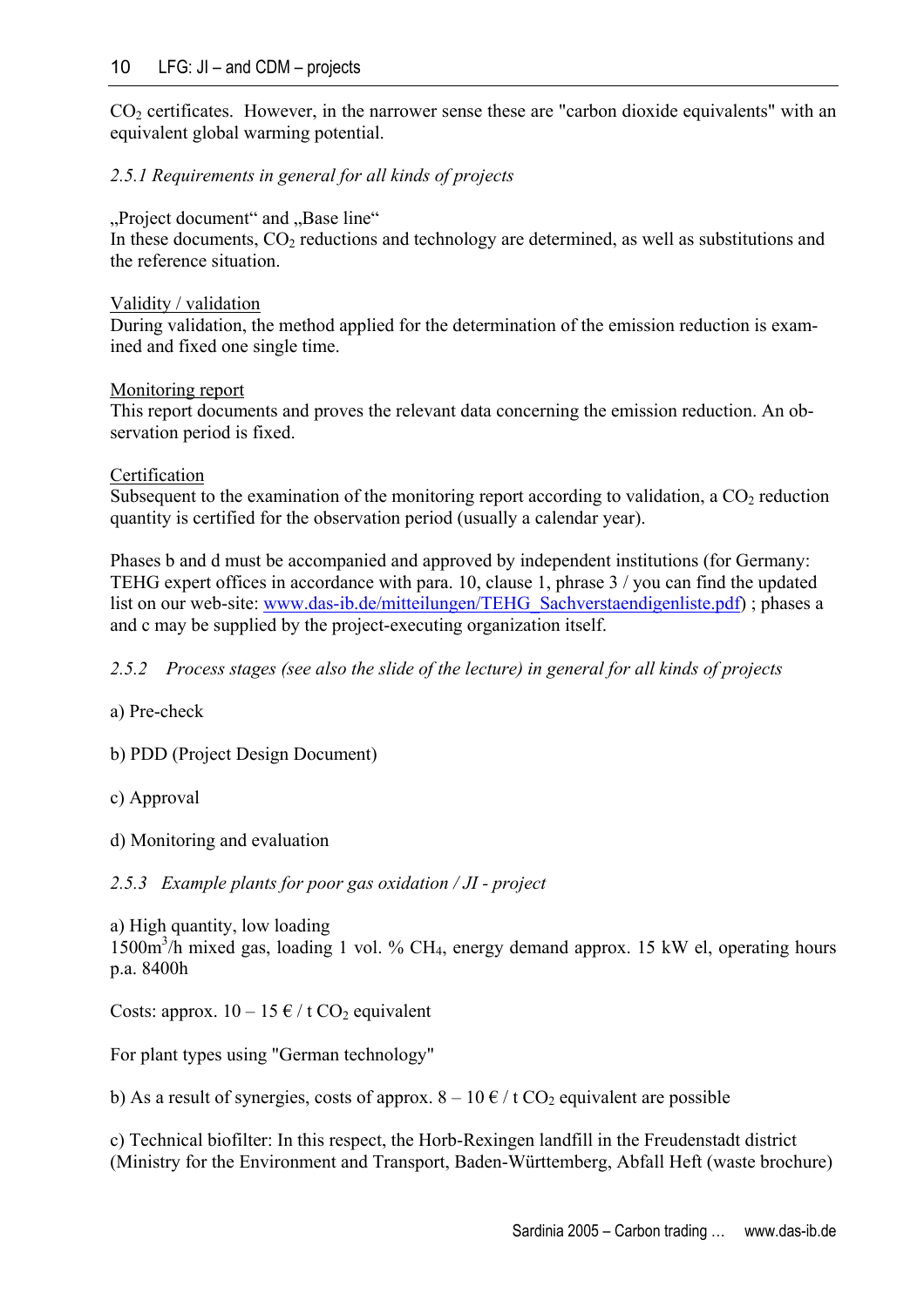$CO_2$ certificates. However, in the narrower sense these are "carbon dioxide equivalents" with an equivalent global warming potential.

*2.5.1 Requirements in general for all kinds of projects*

„Project document“ and „Base line“
In these documents, $CO_2$ reductions and technology are determined, as well as substitutions and the reference situation.

Validity / validation
During validation, the method applied for the determination of the emission reduction is examined and fixed one single time.

Monitoring report
This report documents and proves the relevant data concerning the emission reduction. An observation period is fixed.

Certification
Subsequent to the examination of the monitoring report according to validation, a $CO_2$ reduction quantity is certified for the observation period (usually a calendar year).

Phases b and d must be accompanied and approved by independent institutions (for Germany: TEHG expert offices in accordance with para. 10, clause 1, phrase 3 / you can find the updated list on our web-site: www.das-ib.de/mitteilungen/TEHG_Sachverstaendigenliste.pdf) ; phases a and c may be supplied by the project-executing organization itself.

*2.5.2 Process stages (see also the slide of the lecture) in general for all kinds of projects*

a) Pre-check

b) PDD (Project Design Document)

c) Approval

d) Monitoring and evaluation

*2.5.3 Example plants for poor gas oxidation / JI - project*

a) High quantity, low loading
1500m$^3$/h mixed gas, loading 1 vol. % $CH_4$, energy demand approx. 15 kW el, operating hours p.a. 8400h

Costs: approx. 10 – 15 € / t $CO_2$ equivalent

For plant types using "German technology"

b) As a result of synergies, costs of approx. 8 – 10 € / t $CO_2$ equivalent are possible

c) Technical biofilter: In this respect, the Horb-Rexingen landfill in the Freudenstadt district (Ministry for the Environment and Transport, Baden-Württemberg, Abfall Heft (waste brochure)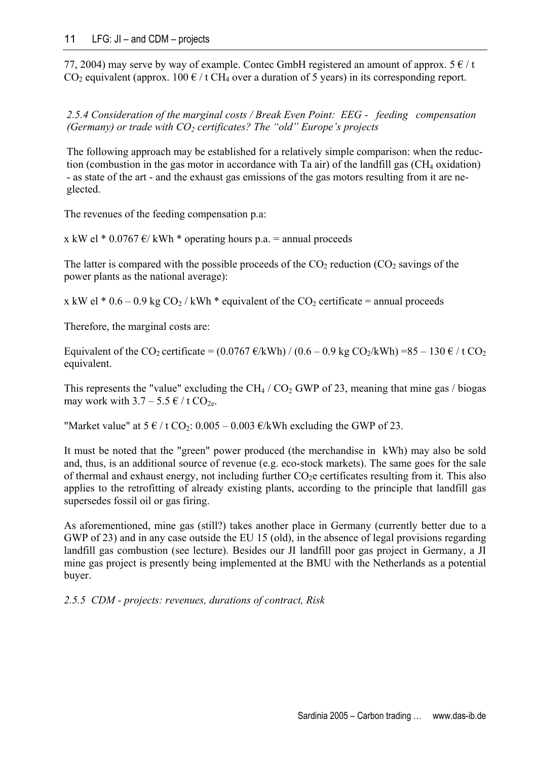77, 2004) may serve by way of example. Contec GmbH registered an amount of approx. 5 € / t $CO_2$ equivalent (approx. 100 € / t $CH_4$ over a duration of 5 years) in its corresponding report.

*2.5.4 Consideration of the marginal costs / Break Even Point: EEG - feeding compensation (Germany) or trade with $CO_2$ certificates? The "old" Europe's projects*

The following approach may be established for a relatively simple comparison: when the reduction (combustion in the gas motor in accordance with Ta air) of the landfill gas ($CH_4$ oxidation) - as state of the art - and the exhaust gas emissions of the gas motors resulting from it are neglected.

The revenues of the feeding compensation p.a:

x kW el * 0.0767 €/ kWh * operating hours p.a. = annual proceeds

The latter is compared with the possible proceeds of the $CO_2$ reduction ($CO_2$ savings of the power plants as the national average):

x kW el * 0.6 – 0.9 kg $CO_2$ / kWh * equivalent of the $CO_2$ certificate = annual proceeds

Therefore, the marginal costs are:

Equivalent of the $CO_2$ certificate = (0.0767 €/kWh) / (0.6 – 0.9 kg $CO_2$/kWh) =85 – 130 € / t $CO_2$ equivalent.

This represents the "value" excluding the $CH_4$ / $CO_2$ GWP of 23, meaning that mine gas / biogas may work with 3.7 – 5.5 € / t $CO_{2e}$.

"Market value" at 5 € / t $CO_2$: 0.005 – 0.003 €/kWh excluding the GWP of 23.

It must be noted that the "green" power produced (the merchandise in kWh) may also be sold and, thus, is an additional source of revenue (e.g. eco-stock markets). The same goes for the sale of thermal and exhaust energy, not including further $CO_2$e certificates resulting from it. This also applies to the retrofitting of already existing plants, according to the principle that landfill gas supersedes fossil oil or gas firing.

As aforementioned, mine gas (still?) takes another place in Germany (currently better due to a GWP of 23) and in any case outside the EU 15 (old), in the absence of legal provisions regarding landfill gas combustion (see lecture). Besides our JI landfill poor gas project in Germany, a JI mine gas project is presently being implemented at the BMU with the Netherlands as a potential buyer.

*2.5.5 CDM - projects: revenues, durations of contract, Risk*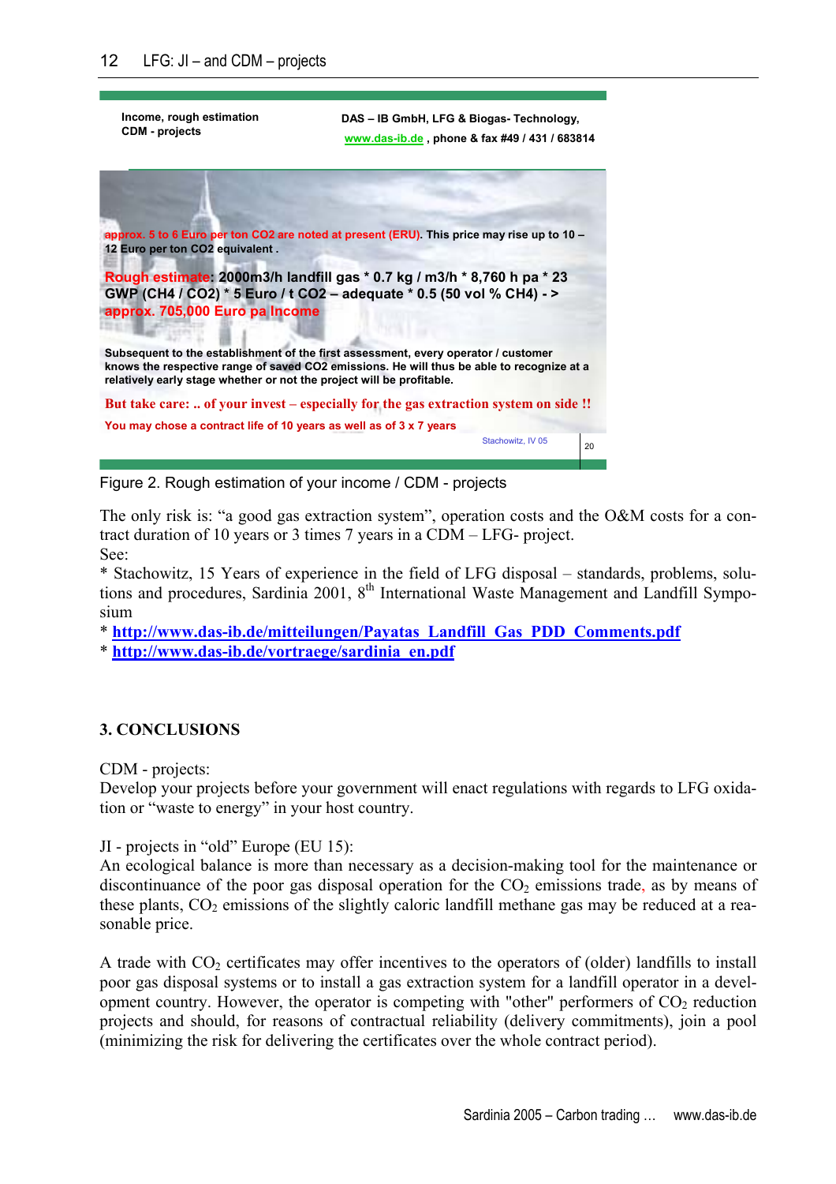Income, rough estimation
CDM - projects

DAS – IB GmbH, LFG & Biogas- Technology,
www.das-ib.de , phone & fax #49 / 431 / 683814

approx. 5 to 6 Euro per ton CO2 are noted at present (ERU). This price may rise up to 10 – 12 Euro per ton CO2 equivalent .

Rough estimate: 2000m3/h landfill gas * 0.7 kg / m3/h * 8,760 h pa * 23 GWP (CH4 / CO2) * 5 Euro / t CO2 – adequate * 0.5 (50 vol % CH4) - > approx. 705,000 Euro pa Income

Subsequent to the establishment of the first assessment, every operator / customer knows the respective range of saved CO2 emissions. He will thus be able to recognize at a relatively early stage whether or not the project will be profitable.

But take care: .. of your invest – especially for the gas extraction system on side !!

You may chose a contract life of 10 years as well as of 3 x 7 years

Stachowitz, IV 05 20

Figure 2. Rough estimation of your income / CDM - projects

The only risk is: "a good gas extraction system", operation costs and the O&M costs for a contract duration of 10 years or 3 times 7 years in a CDM – LFG- project.
See:
* Stachowitz, 15 Years of experience in the field of LFG disposal – standards, problems, solutions and procedures, Sardinia 2001, 8th International Waste Management and Landfill Symposium
* **http://www.das-ib.de/mitteilungen/Payatas_Landfill_Gas_PDD_Comments.pdf**
* **http://www.das-ib.de/vortraege/sardinia_en.pdf**

## 3. CONCLUSIONS

CDM - projects:
Develop your projects before your government will enact regulations with regards to LFG oxidation or "waste to energy" in your host country.

JI - projects in "old" Europe (EU 15):
An ecological balance is more than necessary as a decision-making tool for the maintenance or discontinuance of the poor gas disposal operation for the $CO_2$ emissions trade, as by means of these plants, $CO_2$ emissions of the slightly caloric landfill methane gas may be reduced at a reasonable price.

A trade with $CO_2$ certificates may offer incentives to the operators of (older) landfills to install poor gas disposal systems or to install a gas extraction system for a landfill operator in a development country. However, the operator is competing with "other" performers of $CO_2$ reduction projects and should, for reasons of contractual reliability (delivery commitments), join a pool (minimizing the risk for delivering the certificates over the whole contract period).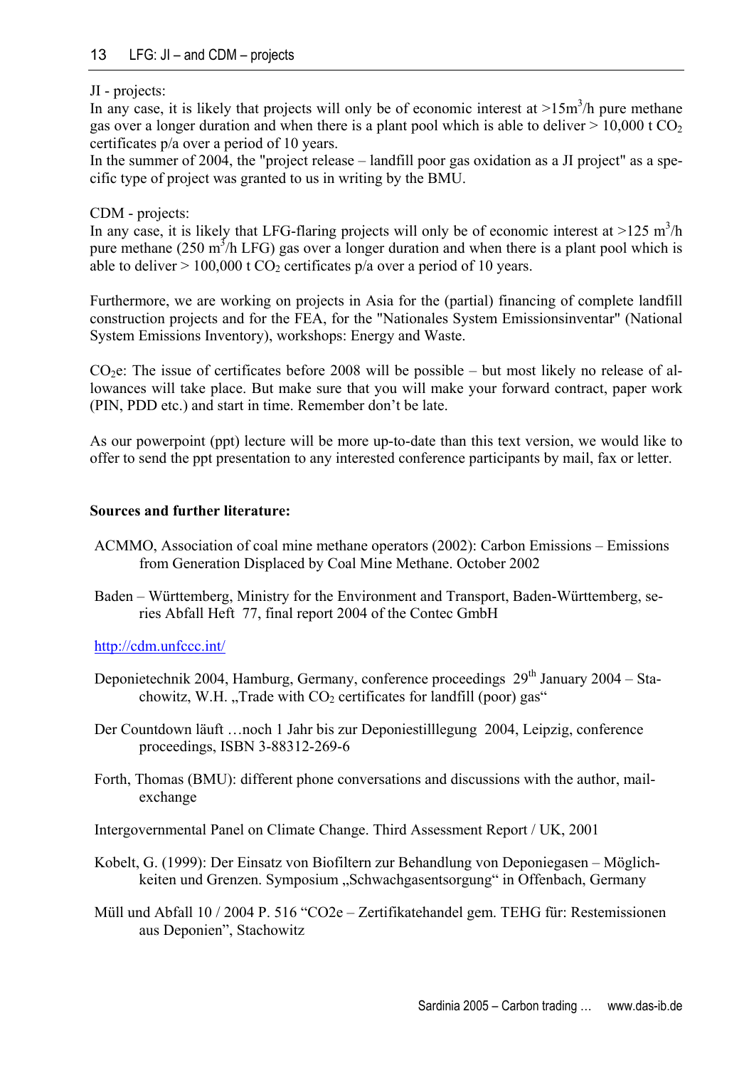JI - projects:
In any case, it is likely that projects will only be of economic interest at $>15 m^3/h$ pure methane gas over a longer duration and when there is a plant pool which is able to deliver $> 10,000$ t $CO_2$ certificates p/a over a period of 10 years.
In the summer of 2004, the "project release – landfill poor gas oxidation as a JI project" as a specific type of project was granted to us in writing by the BMU.

CDM - projects:
In any case, it is likely that LFG-flaring projects will only be of economic interest at $>125 m^3/h$ pure methane ($250 m^3/h$ LFG) gas over a longer duration and when there is a plant pool which is able to deliver $> 100,000$ t $CO_2$ certificates p/a over a period of 10 years.

Furthermore, we are working on projects in Asia for the (partial) financing of complete landfill construction projects and for the FEA, for the "Nationales System Emissionsinventar" (National System Emissions Inventory), workshops: Energy and Waste.

$CO_2e$: The issue of certificates before 2008 will be possible – but most likely no release of allowances will take place. But make sure that you will make your forward contract, paper work (PIN, PDD etc.) and start in time. Remember don't be late.

As our powerpoint (ppt) lecture will be more up-to-date than this text version, we would like to offer to send the ppt presentation to any interested conference participants by mail, fax or letter.

**Sources and further literature:**

ACMMO, Association of coal mine methane operators (2002): Carbon Emissions – Emissions from Generation Displaced by Coal Mine Methane. October 2002

Baden – Württemberg, Ministry for the Environment and Transport, Baden-Württemberg, series Abfall Heft 77, final report 2004 of the Contec GmbH

http://cdm.unfccc.int/

Deponietechnik 2004, Hamburg, Germany, conference proceedings 29th January 2004 – Stachowitz, W.H. „Trade with $CO_2$ certificates for landfill (poor) gas"

Der Countdown läuft …noch 1 Jahr bis zur Deponiestilllegung 2004, Leipzig, conference proceedings, ISBN 3-88312-269-6

Forth, Thomas (BMU): different phone conversations and discussions with the author, mail-exchange

Intergovernmental Panel on Climate Change. Third Assessment Report / UK, 2001

Kobelt, G. (1999): Der Einsatz von Biofiltern zur Behandlung von Deponiegasen – Möglichkeiten und Grenzen. Symposium „Schwachgasentsorgung" in Offenbach, Germany

Müll und Abfall 10 / 2004 P. 516 "CO2e – Zertifikatehandel gem. TEHG für: Restemissionen aus Deponien", Stachowitz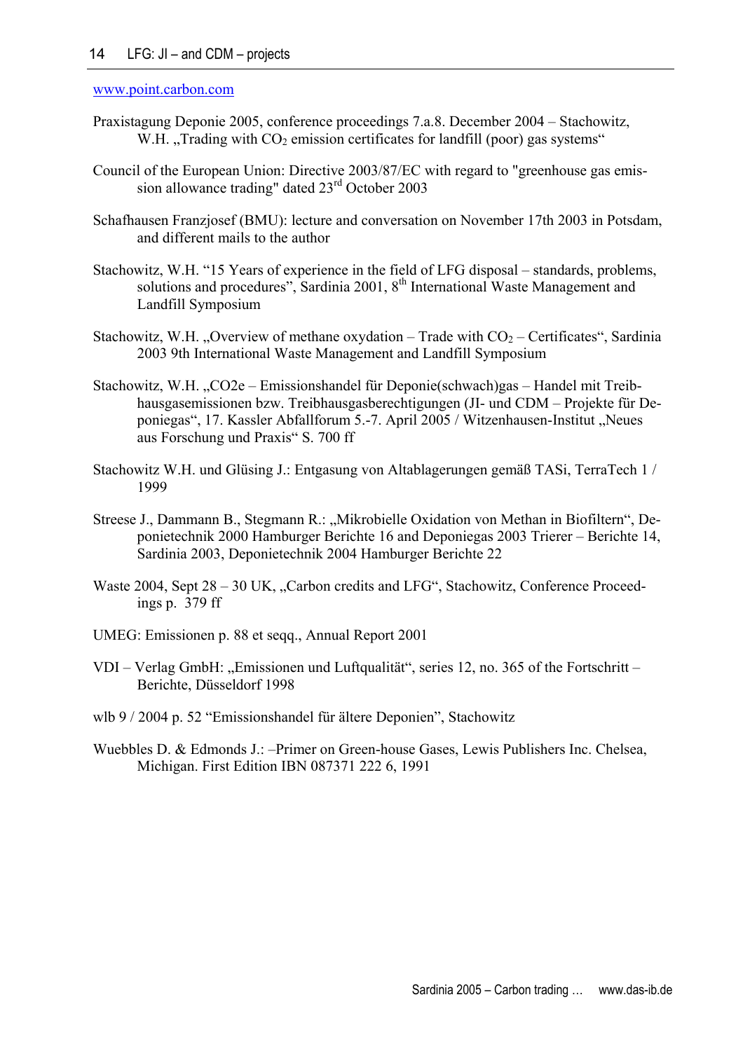www.point.carbon.com

Praxistagung Deponie 2005, conference proceedings 7.a.8. December 2004 – Stachowitz, W.H. „Trading with $CO_2$ emission certificates for landfill (poor) gas systems“

Council of the European Union: Directive 2003/87/EC with regard to "greenhouse gas emission allowance trading" dated 23rd October 2003

Schafhausen Franzjosef (BMU): lecture and conversation on November 17th 2003 in Potsdam, and different mails to the author

Stachowitz, W.H. “15 Years of experience in the field of LFG disposal – standards, problems, solutions and procedures”, Sardinia 2001, 8th International Waste Management and Landfill Symposium

Stachowitz, W.H. „Overview of methane oxydation – Trade with $CO_2$ – Certificates“, Sardinia 2003 9th International Waste Management and Landfill Symposium

Stachowitz, W.H. „CO2e – Emissionshandel für Deponie(schwach)gas – Handel mit Treibhausgasemissionen bzw. Treibhausgasberechtigungen (JI- und CDM – Projekte für Deponiegas“, 17. Kassler Abfallforum 5.-7. April 2005 / Witzenhausen-Institut „Neues aus Forschung und Praxis“ S. 700 ff

Stachowitz W.H. und Glüsing J.: Entgasung von Altablagerungen gemäß TASi, TerraTech 1 / 1999

Streese J., Dammann B., Stegmann R.: „Mikrobielle Oxidation von Methan in Biofiltern“, Deponietechnik 2000 Hamburger Berichte 16 and Deponiegas 2003 Trierer – Berichte 14, Sardinia 2003, Deponietechnik 2004 Hamburger Berichte 22

Waste 2004, Sept 28 – 30 UK, „Carbon credits and LFG“, Stachowitz, Conference Proceedings p. 379 ff

UMEG: Emissionen p. 88 et seqq., Annual Report 2001

VDI – Verlag GmbH: „Emissionen und Luftqualität“, series 12, no. 365 of the Fortschritt – Berichte, Düsseldorf 1998

wlb 9 / 2004 p. 52 “Emissionshandel für ältere Deponien”, Stachowitz

Wuebbles D. & Edmonds J.: –Primer on Green-house Gases, Lewis Publishers Inc. Chelsea, Michigan. First Edition IBN 087371 222 6, 1991